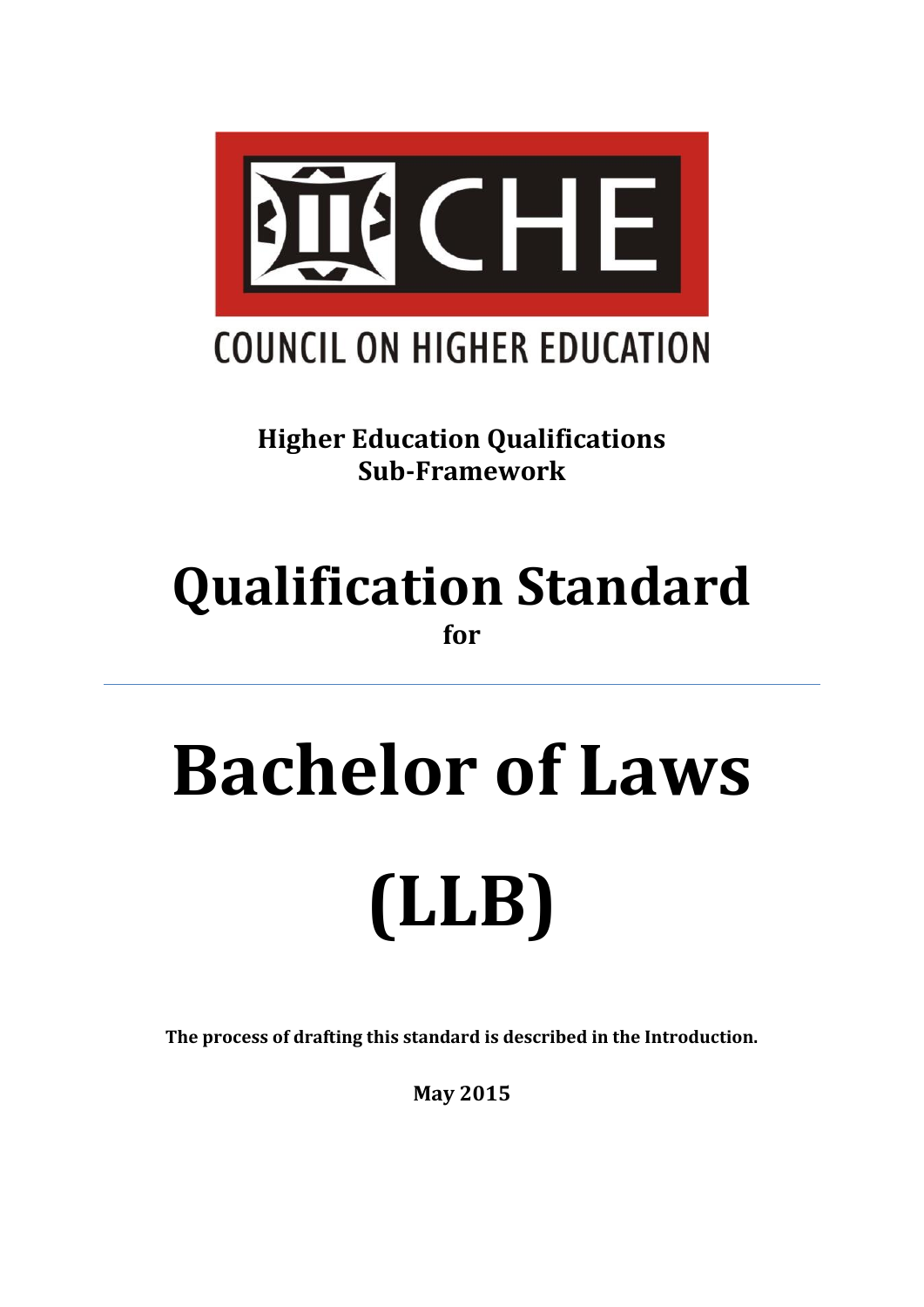CHE

COUNCIL ON HIGHER EDUCATION

**Higher Education Qualifications Sub-Framework**

# Qualification Standard

**for**

---

# Bachelor of Laws (LLB)

**The process of drafting this standard is described in the Introduction.**

**May 2015**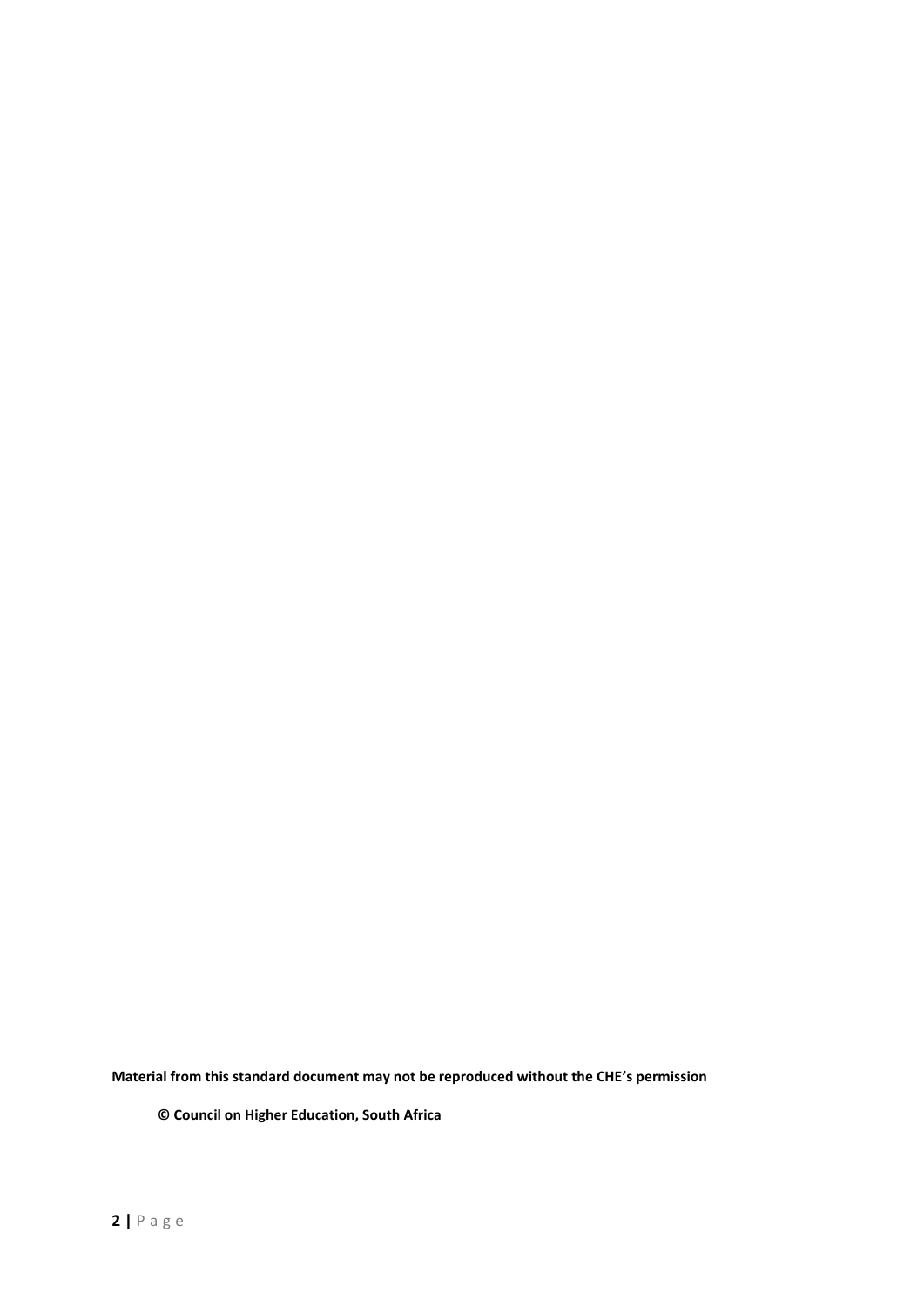**Material from this standard document may not be reproduced without the CHE's permission**

**© Council on Higher Education, South Africa**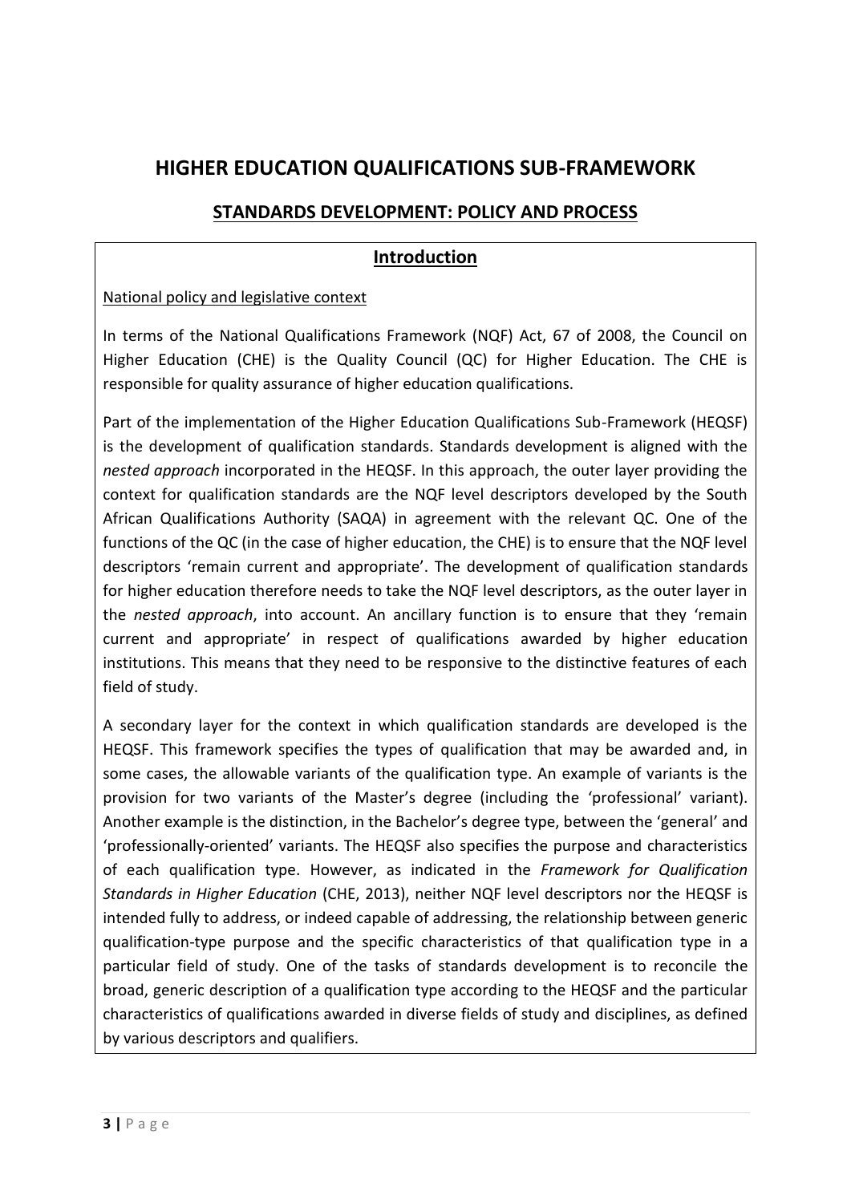# HIGHER EDUCATION QUALIFICATIONS SUB-FRAMEWORK

## STANDARDS DEVELOPMENT: POLICY AND PROCESS

### Introduction

National policy and legislative context

In terms of the National Qualifications Framework (NQF) Act, 67 of 2008, the Council on Higher Education (CHE) is the Quality Council (QC) for Higher Education. The CHE is responsible for quality assurance of higher education qualifications.

Part of the implementation of the Higher Education Qualifications Sub-Framework (HEQSF) is the development of qualification standards. Standards development is aligned with the *nested approach* incorporated in the HEQSF. In this approach, the outer layer providing the context for qualification standards are the NQF level descriptors developed by the South African Qualifications Authority (SAQA) in agreement with the relevant QC. One of the functions of the QC (in the case of higher education, the CHE) is to ensure that the NQF level descriptors 'remain current and appropriate'. The development of qualification standards for higher education therefore needs to take the NQF level descriptors, as the outer layer in the *nested approach*, into account. An ancillary function is to ensure that they 'remain current and appropriate' in respect of qualifications awarded by higher education institutions. This means that they need to be responsive to the distinctive features of each field of study.

A secondary layer for the context in which qualification standards are developed is the HEQSF. This framework specifies the types of qualification that may be awarded and, in some cases, the allowable variants of the qualification type. An example of variants is the provision for two variants of the Master's degree (including the 'professional' variant). Another example is the distinction, in the Bachelor's degree type, between the 'general' and 'professionally-oriented' variants. The HEQSF also specifies the purpose and characteristics of each qualification type. However, as indicated in the *Framework for Qualification Standards in Higher Education* (CHE, 2013), neither NQF level descriptors nor the HEQSF is intended fully to address, or indeed capable of addressing, the relationship between generic qualification-type purpose and the specific characteristics of that qualification type in a particular field of study. One of the tasks of standards development is to reconcile the broad, generic description of a qualification type according to the HEQSF and the particular characteristics of qualifications awarded in diverse fields of study and disciplines, as defined by various descriptors and qualifiers.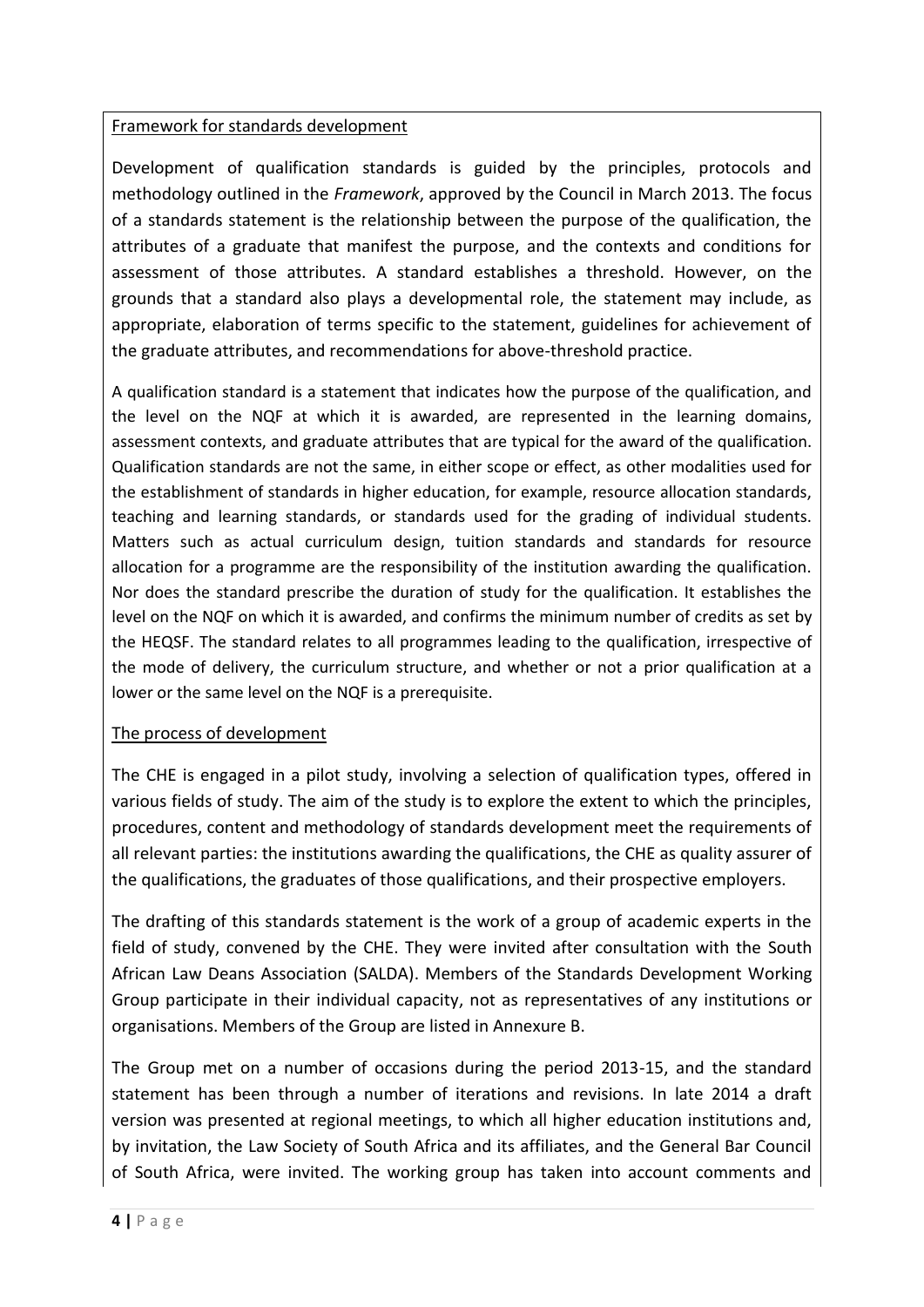## Framework for standards development

Development of qualification standards is guided by the principles, protocols and methodology outlined in the *Framework*, approved by the Council in March 2013. The focus of a standards statement is the relationship between the purpose of the qualification, the attributes of a graduate that manifest the purpose, and the contexts and conditions for assessment of those attributes. A standard establishes a threshold. However, on the grounds that a standard also plays a developmental role, the statement may include, as appropriate, elaboration of terms specific to the statement, guidelines for achievement of the graduate attributes, and recommendations for above-threshold practice.

A qualification standard is a statement that indicates how the purpose of the qualification, and the level on the NQF at which it is awarded, are represented in the learning domains, assessment contexts, and graduate attributes that are typical for the award of the qualification. Qualification standards are not the same, in either scope or effect, as other modalities used for the establishment of standards in higher education, for example, resource allocation standards, teaching and learning standards, or standards used for the grading of individual students. Matters such as actual curriculum design, tuition standards and standards for resource allocation for a programme are the responsibility of the institution awarding the qualification. Nor does the standard prescribe the duration of study for the qualification. It establishes the level on the NQF on which it is awarded, and confirms the minimum number of credits as set by the HEQSF. The standard relates to all programmes leading to the qualification, irrespective of the mode of delivery, the curriculum structure, and whether or not a prior qualification at a lower or the same level on the NQF is a prerequisite.

## The process of development

The CHE is engaged in a pilot study, involving a selection of qualification types, offered in various fields of study. The aim of the study is to explore the extent to which the principles, procedures, content and methodology of standards development meet the requirements of all relevant parties: the institutions awarding the qualifications, the CHE as quality assurer of the qualifications, the graduates of those qualifications, and their prospective employers.

The drafting of this standards statement is the work of a group of academic experts in the field of study, convened by the CHE. They were invited after consultation with the South African Law Deans Association (SALDA). Members of the Standards Development Working Group participate in their individual capacity, not as representatives of any institutions or organisations. Members of the Group are listed in Annexure B.

The Group met on a number of occasions during the period 2013-15, and the standard statement has been through a number of iterations and revisions. In late 2014 a draft version was presented at regional meetings, to which all higher education institutions and, by invitation, the Law Society of South Africa and its affiliates, and the General Bar Council of South Africa, were invited. The working group has taken into account comments and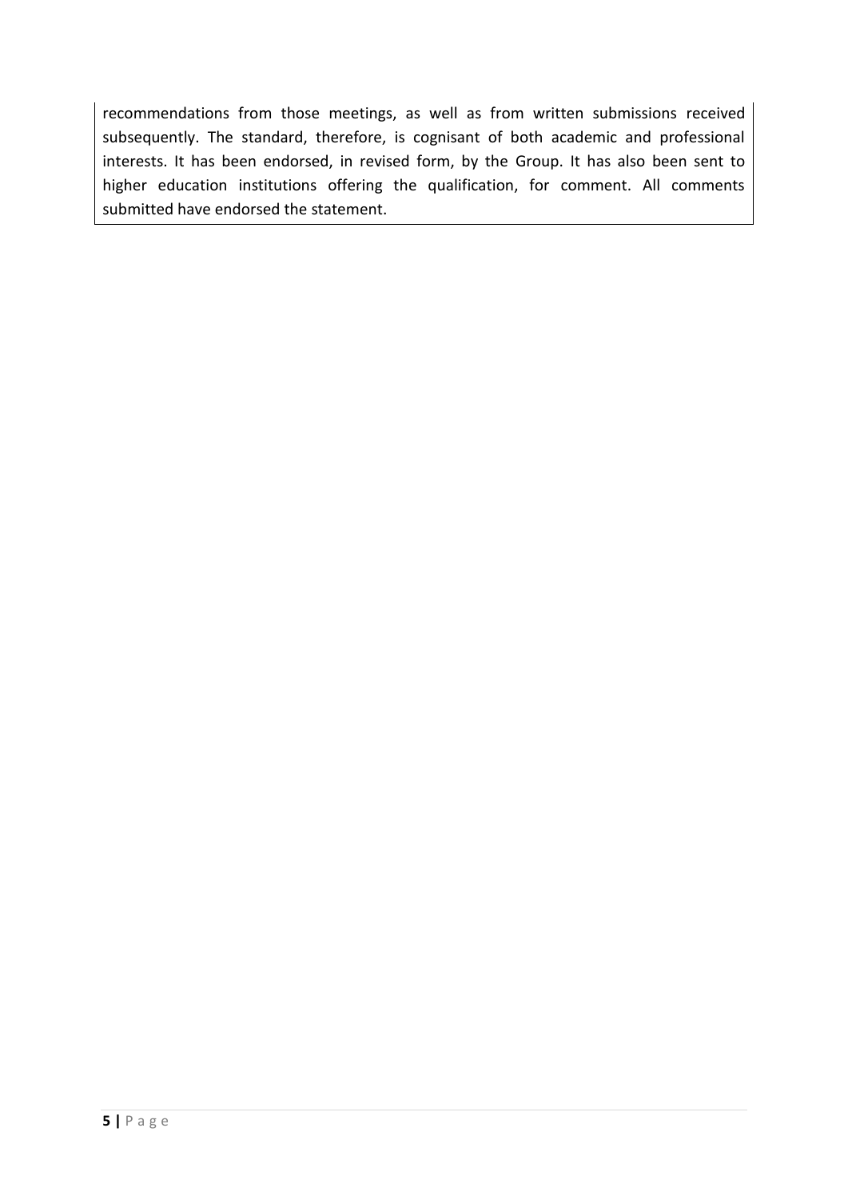recommendations from those meetings, as well as from written submissions received subsequently. The standard, therefore, is cognisant of both academic and professional interests. It has been endorsed, in revised form, by the Group. It has also been sent to higher education institutions offering the qualification, for comment. All comments submitted have endorsed the statement.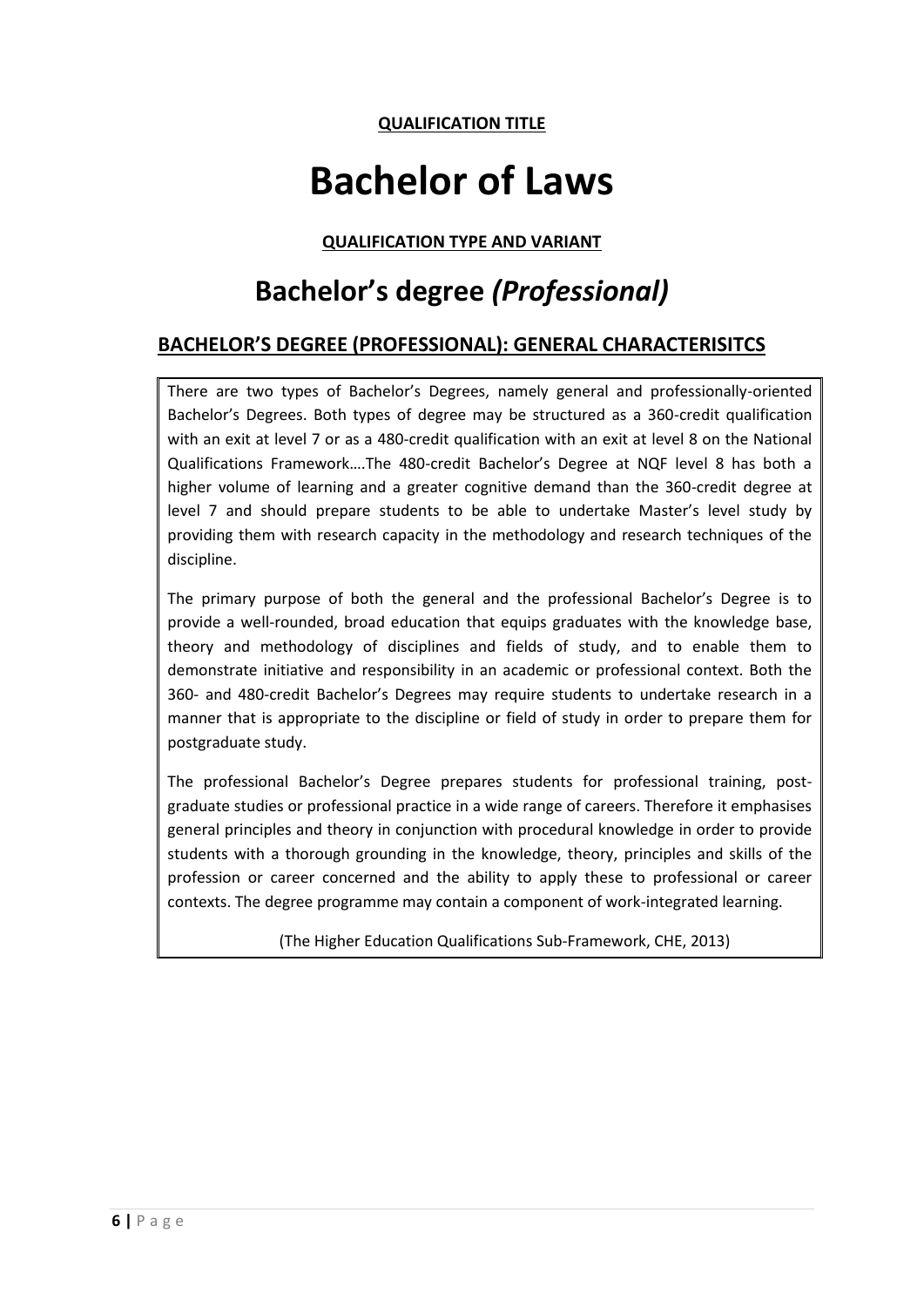**QUALIFICATION TITLE**

# Bachelor of Laws

**QUALIFICATION TYPE AND VARIANT**

## Bachelor's degree *(Professional)*

### BACHELOR'S DEGREE (PROFESSIONAL): GENERAL CHARACTERISITCS

There are two types of Bachelor's Degrees, namely general and professionally-oriented Bachelor's Degrees. Both types of degree may be structured as a 360-credit qualification with an exit at level 7 or as a 480-credit qualification with an exit at level 8 on the National Qualifications Framework….The 480-credit Bachelor's Degree at NQF level 8 has both a higher volume of learning and a greater cognitive demand than the 360-credit degree at level 7 and should prepare students to be able to undertake Master's level study by providing them with research capacity in the methodology and research techniques of the discipline.

The primary purpose of both the general and the professional Bachelor's Degree is to provide a well-rounded, broad education that equips graduates with the knowledge base, theory and methodology of disciplines and fields of study, and to enable them to demonstrate initiative and responsibility in an academic or professional context. Both the 360- and 480-credit Bachelor's Degrees may require students to undertake research in a manner that is appropriate to the discipline or field of study in order to prepare them for postgraduate study.

The professional Bachelor's Degree prepares students for professional training, post-graduate studies or professional practice in a wide range of careers. Therefore it emphasises general principles and theory in conjunction with procedural knowledge in order to provide students with a thorough grounding in the knowledge, theory, principles and skills of the profession or career concerned and the ability to apply these to professional or career contexts. The degree programme may contain a component of work-integrated learning.

(The Higher Education Qualifications Sub-Framework, CHE, 2013)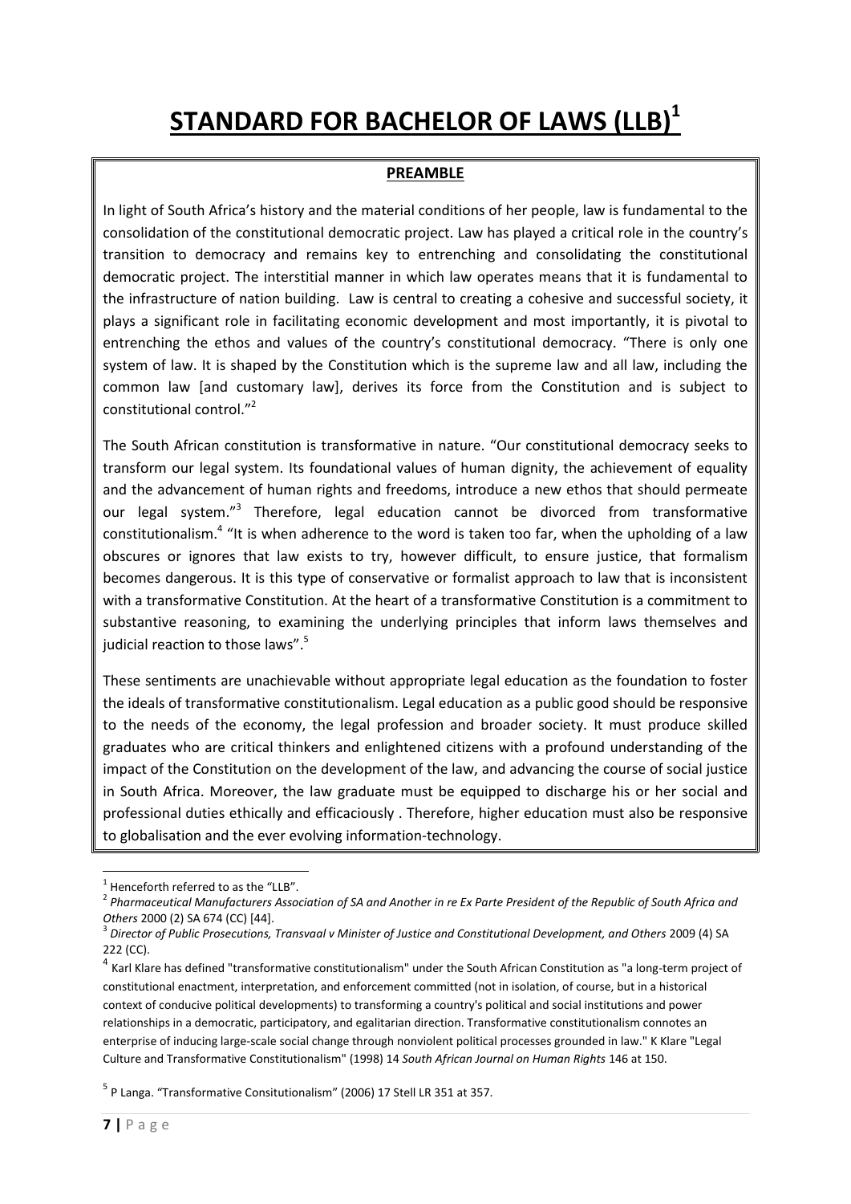# STANDARD FOR BACHELOR OF LAWS (LLB)[1]

## PREAMBLE

In light of South Africa's history and the material conditions of her people, law is fundamental to the consolidation of the constitutional democratic project. Law has played a critical role in the country's transition to democracy and remains key to entrenching and consolidating the constitutional democratic project. The interstitial manner in which law operates means that it is fundamental to the infrastructure of nation building. Law is central to creating a cohesive and successful society, it plays a significant role in facilitating economic development and most importantly, it is pivotal to entrenching the ethos and values of the country's constitutional democracy. "There is only one system of law. It is shaped by the Constitution which is the supreme law and all law, including the common law [and customary law], derives its force from the Constitution and is subject to constitutional control."[2]

The South African constitution is transformative in nature. "Our constitutional democracy seeks to transform our legal system. Its foundational values of human dignity, the achievement of equality and the advancement of human rights and freedoms, introduce a new ethos that should permeate our legal system."[3] Therefore, legal education cannot be divorced from transformative constitutionalism.[4] "It is when adherence to the word is taken too far, when the upholding of a law obscures or ignores that law exists to try, however difficult, to ensure justice, that formalism becomes dangerous. It is this type of conservative or formalist approach to law that is inconsistent with a transformative Constitution. At the heart of a transformative Constitution is a commitment to substantive reasoning, to examining the underlying principles that inform laws themselves and judicial reaction to those laws".[5]

These sentiments are unachievable without appropriate legal education as the foundation to foster the ideals of transformative constitutionalism. Legal education as a public good should be responsive to the needs of the economy, the legal profession and broader society. It must produce skilled graduates who are critical thinkers and enlightened citizens with a profound understanding of the impact of the Constitution on the development of the law, and advancing the course of social justice in South Africa. Moreover, the law graduate must be equipped to discharge his or her social and professional duties ethically and efficaciously . Therefore, higher education must also be responsive to globalisation and the ever evolving information-technology.

---

[1] Henceforth referred to as the "LLB".

[2] *Pharmaceutical Manufacturers Association of SA and Another in re Ex Parte President of the Republic of South Africa and Others* 2000 (2) SA 674 (CC) [44].

[3] *Director of Public Prosecutions, Transvaal v Minister of Justice and Constitutional Development, and Others* 2009 (4) SA 222 (CC).

[4] Karl Klare has defined "transformative constitutionalism" under the South African Constitution as "a long-term project of constitutional enactment, interpretation, and enforcement committed (not in isolation, of course, but in a historical context of conducive political developments) to transforming a country's political and social institutions and power relationships in a democratic, participatory, and egalitarian direction. Transformative constitutionalism connotes an enterprise of inducing large-scale social change through nonviolent political processes grounded in law." K Klare "Legal Culture and Transformative Constitutionalism" (1998) 14 *South African Journal on Human Rights* 146 at 150.

[5] P Langa. "Transformative Consitutionalism" (2006) 17 Stell LR 351 at 357.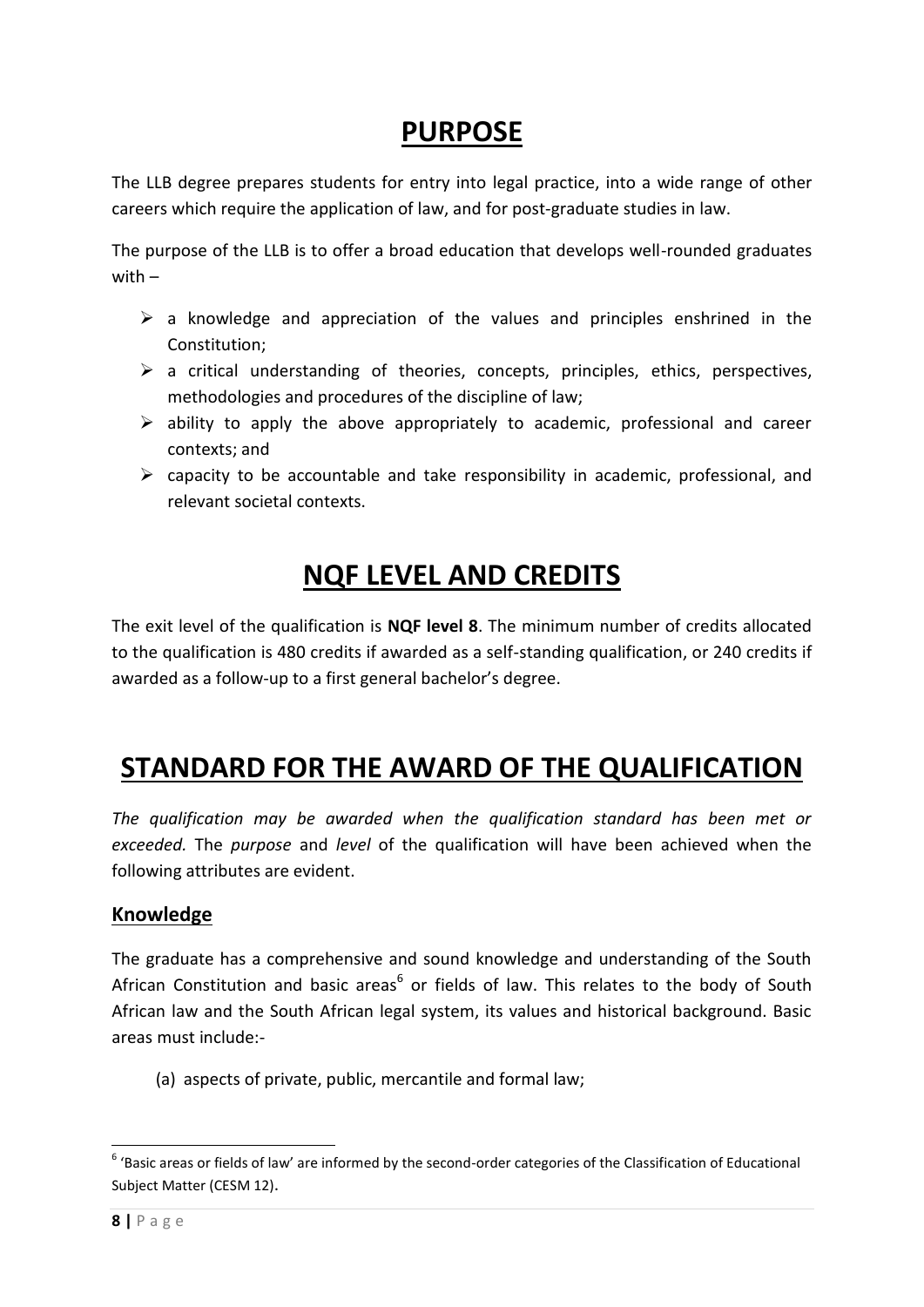# PURPOSE

The LLB degree prepares students for entry into legal practice, into a wide range of other careers which require the application of law, and for post-graduate studies in law.

The purpose of the LLB is to offer a broad education that develops well-rounded graduates with –

- a knowledge and appreciation of the values and principles enshrined in the Constitution;
- a critical understanding of theories, concepts, principles, ethics, perspectives, methodologies and procedures of the discipline of law;
- ability to apply the above appropriately to academic, professional and career contexts; and
- capacity to be accountable and take responsibility in academic, professional, and relevant societal contexts.

# NQF LEVEL AND CREDITS

The exit level of the qualification is **NQF level 8**. The minimum number of credits allocated to the qualification is 480 credits if awarded as a self-standing qualification, or 240 credits if awarded as a follow-up to a first general bachelor's degree.

# STANDARD FOR THE AWARD OF THE QUALIFICATION

*The qualification may be awarded when the qualification standard has been met or exceeded.* The *purpose* and *level* of the qualification will have been achieved when the following attributes are evident.

## Knowledge

The graduate has a comprehensive and sound knowledge and understanding of the South African Constitution and basic areas[6] or fields of law. This relates to the body of South African law and the South African legal system, its values and historical background. Basic areas must include:-

(a) aspects of private, public, mercantile and formal law;

[6] 'Basic areas or fields of law' are informed by the second-order categories of the Classification of Educational Subject Matter (CESM 12).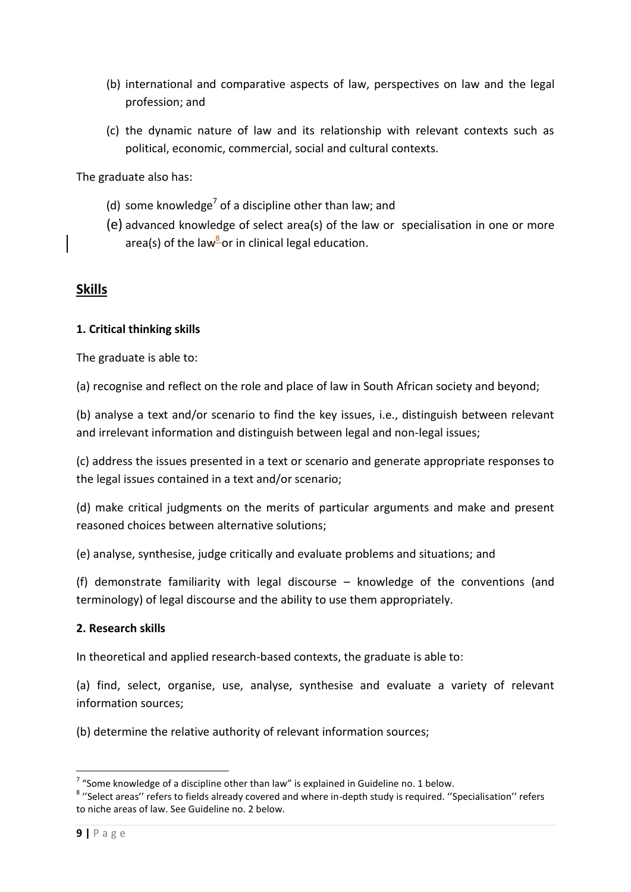(b) international and comparative aspects of law, perspectives on law and the legal profession; and

(c) the dynamic nature of law and its relationship with relevant contexts such as political, economic, commercial, social and cultural contexts.

The graduate also has:

(d) some knowledge[7] of a discipline other than law; and

(e) advanced knowledge of select area(s) of the law or specialisation in one or more area(s) of the law[8] or in clinical legal education.

## Skills

### 1. Critical thinking skills

The graduate is able to:

(a) recognise and reflect on the role and place of law in South African society and beyond;

(b) analyse a text and/or scenario to find the key issues, i.e., distinguish between relevant and irrelevant information and distinguish between legal and non-legal issues;

(c) address the issues presented in a text or scenario and generate appropriate responses to the legal issues contained in a text and/or scenario;

(d) make critical judgments on the merits of particular arguments and make and present reasoned choices between alternative solutions;

(e) analyse, synthesise, judge critically and evaluate problems and situations; and

(f) demonstrate familiarity with legal discourse – knowledge of the conventions (and terminology) of legal discourse and the ability to use them appropriately.

### 2. Research skills

In theoretical and applied research-based contexts, the graduate is able to:

(a) find, select, organise, use, analyse, synthesise and evaluate a variety of relevant information sources;

(b) determine the relative authority of relevant information sources;

---

[7] "Some knowledge of a discipline other than law" is explained in Guideline no. 1 below.

[8] ''Select areas'' refers to fields already covered and where in-depth study is required. ''Specialisation'' refers to niche areas of law. See Guideline no. 2 below.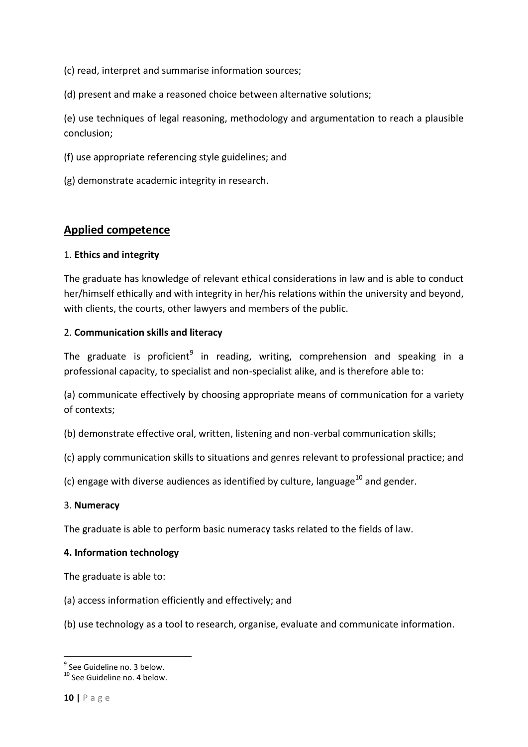(c) read, interpret and summarise information sources;

(d) present and make a reasoned choice between alternative solutions;

(e) use techniques of legal reasoning, methodology and argumentation to reach a plausible conclusion;

(f) use appropriate referencing style guidelines; and

(g) demonstrate academic integrity in research.

## Applied competence

1. **Ethics and integrity**

The graduate has knowledge of relevant ethical considerations in law and is able to conduct her/himself ethically and with integrity in her/his relations within the university and beyond, with clients, the courts, other lawyers and members of the public.

2. **Communication skills and literacy**

The graduate is proficient[9] in reading, writing, comprehension and speaking in a professional capacity, to specialist and non-specialist alike, and is therefore able to:

(a) communicate effectively by choosing appropriate means of communication for a variety of contexts;

(b) demonstrate effective oral, written, listening and non-verbal communication skills;

(c) apply communication skills to situations and genres relevant to professional practice; and

(c) engage with diverse audiences as identified by culture, language[10] and gender.

3. **Numeracy**

The graduate is able to perform basic numeracy tasks related to the fields of law.

**4. Information technology**

The graduate is able to:

(a) access information efficiently and effectively; and

(b) use technology as a tool to research, organise, evaluate and communicate information.

---

[9] See Guideline no. 3 below.

[10] See Guideline no. 4 below.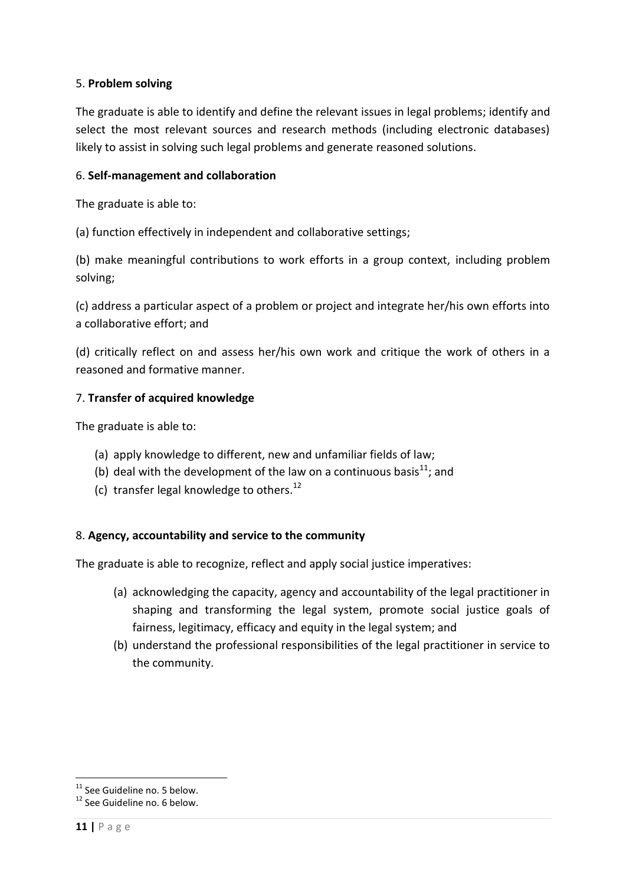5. **Problem solving**

The graduate is able to identify and define the relevant issues in legal problems; identify and select the most relevant sources and research methods (including electronic databases) likely to assist in solving such legal problems and generate reasoned solutions.

6. **Self-management and collaboration**

The graduate is able to:

(a) function effectively in independent and collaborative settings;

(b) make meaningful contributions to work efforts in a group context, including problem solving;

(c) address a particular aspect of a problem or project and integrate her/his own efforts into a collaborative effort; and

(d) critically reflect on and assess her/his own work and critique the work of others in a reasoned and formative manner.

7. **Transfer of acquired knowledge**

The graduate is able to:

(a) apply knowledge to different, new and unfamiliar fields of law;
(b) deal with the development of the law on a continuous basis[11]; and
(c) transfer legal knowledge to others.[12]

8. **Agency, accountability and service to the community**

The graduate is able to recognize, reflect and apply social justice imperatives:

(a) acknowledging the capacity, agency and accountability of the legal practitioner in shaping and transforming the legal system, promote social justice goals of fairness, legitimacy, efficacy and equity in the legal system; and
(b) understand the professional responsibilities of the legal practitioner in service to the community.

---

[11] See Guideline no. 5 below.

[12] See Guideline no. 6 below.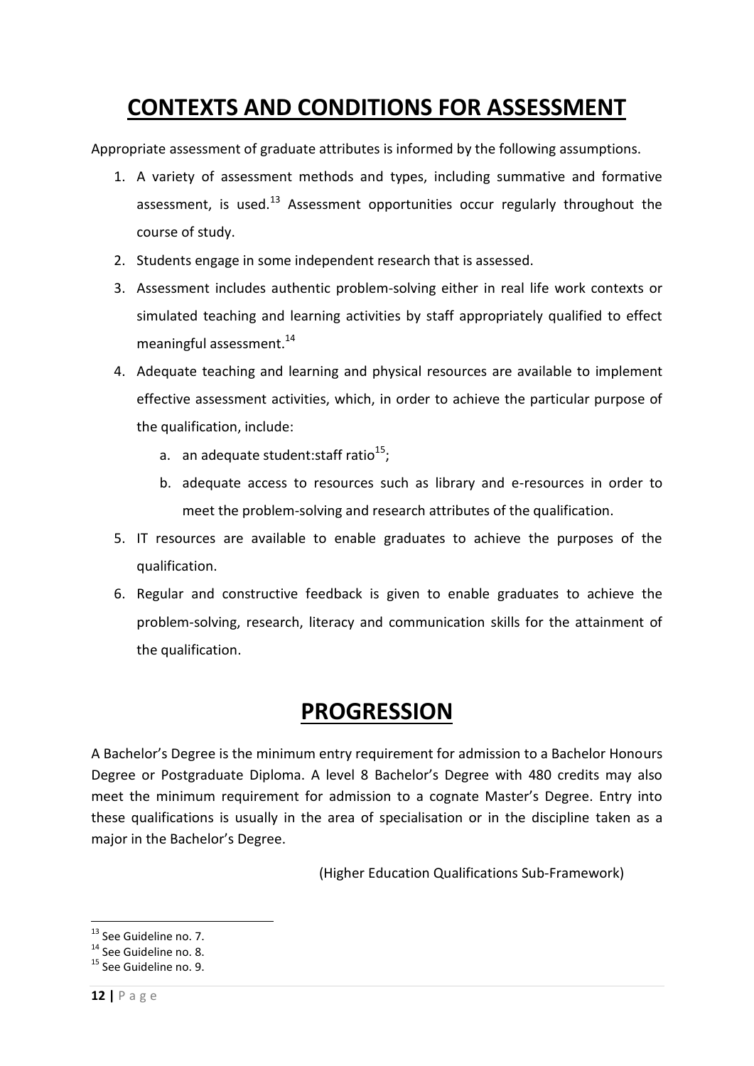# CONTEXTS AND CONDITIONS FOR ASSESSMENT

Appropriate assessment of graduate attributes is informed by the following assumptions.

1. A variety of assessment methods and types, including summative and formative assessment, is used.[13] Assessment opportunities occur regularly throughout the course of study.
2. Students engage in some independent research that is assessed.
3. Assessment includes authentic problem-solving either in real life work contexts or simulated teaching and learning activities by staff appropriately qualified to effect meaningful assessment.[14]
4. Adequate teaching and learning and physical resources are available to implement effective assessment activities, which, in order to achieve the particular purpose of the qualification, include:
   a. an adequate student:staff ratio[15];
   b. adequate access to resources such as library and e-resources in order to meet the problem-solving and research attributes of the qualification.
5. IT resources are available to enable graduates to achieve the purposes of the qualification.
6. Regular and constructive feedback is given to enable graduates to achieve the problem-solving, research, literacy and communication skills for the attainment of the qualification.

# PROGRESSION

A Bachelor's Degree is the minimum entry requirement for admission to a Bachelor Honours Degree or Postgraduate Diploma. A level 8 Bachelor's Degree with 480 credits may also meet the minimum requirement for admission to a cognate Master's Degree. Entry into these qualifications is usually in the area of specialisation or in the discipline taken as a major in the Bachelor's Degree.

(Higher Education Qualifications Sub-Framework)

---

[13] See Guideline no. 7.

[14] See Guideline no. 8.

[15] See Guideline no. 9.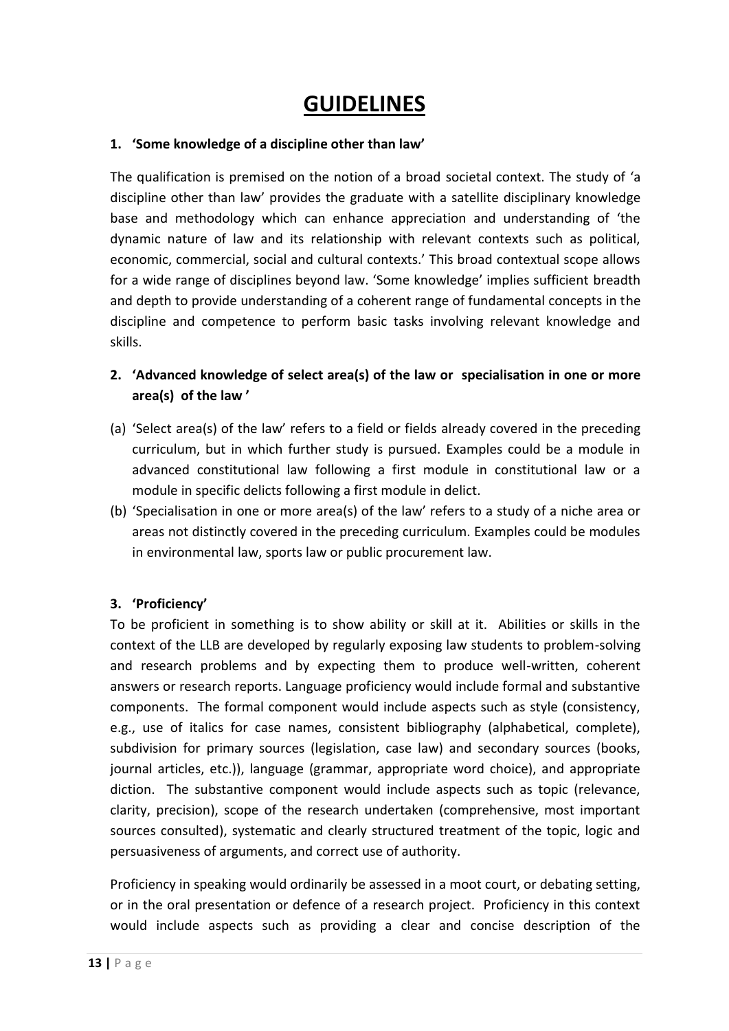# GUIDELINES

**1. 'Some knowledge of a discipline other than law'**

The qualification is premised on the notion of a broad societal context. The study of 'a discipline other than law' provides the graduate with a satellite disciplinary knowledge base and methodology which can enhance appreciation and understanding of 'the dynamic nature of law and its relationship with relevant contexts such as political, economic, commercial, social and cultural contexts.' This broad contextual scope allows for a wide range of disciplines beyond law. 'Some knowledge' implies sufficient breadth and depth to provide understanding of a coherent range of fundamental concepts in the discipline and competence to perform basic tasks involving relevant knowledge and skills.

**2. 'Advanced knowledge of select area(s) of the law or specialisation in one or more area(s) of the law'**

(a) 'Select area(s) of the law' refers to a field or fields already covered in the preceding curriculum, but in which further study is pursued. Examples could be a module in advanced constitutional law following a first module in constitutional law or a module in specific delicts following a first module in delict.

(b) 'Specialisation in one or more area(s) of the law' refers to a study of a niche area or areas not distinctly covered in the preceding curriculum. Examples could be modules in environmental law, sports law or public procurement law.

**3. 'Proficiency'**

To be proficient in something is to show ability or skill at it. Abilities or skills in the context of the LLB are developed by regularly exposing law students to problem-solving and research problems and by expecting them to produce well-written, coherent answers or research reports. Language proficiency would include formal and substantive components. The formal component would include aspects such as style (consistency, e.g., use of italics for case names, consistent bibliography (alphabetical, complete), subdivision for primary sources (legislation, case law) and secondary sources (books, journal articles, etc.)), language (grammar, appropriate word choice), and appropriate diction. The substantive component would include aspects such as topic (relevance, clarity, precision), scope of the research undertaken (comprehensive, most important sources consulted), systematic and clearly structured treatment of the topic, logic and persuasiveness of arguments, and correct use of authority.

Proficiency in speaking would ordinarily be assessed in a moot court, or debating setting, or in the oral presentation or defence of a research project. Proficiency in this context would include aspects such as providing a clear and concise description of the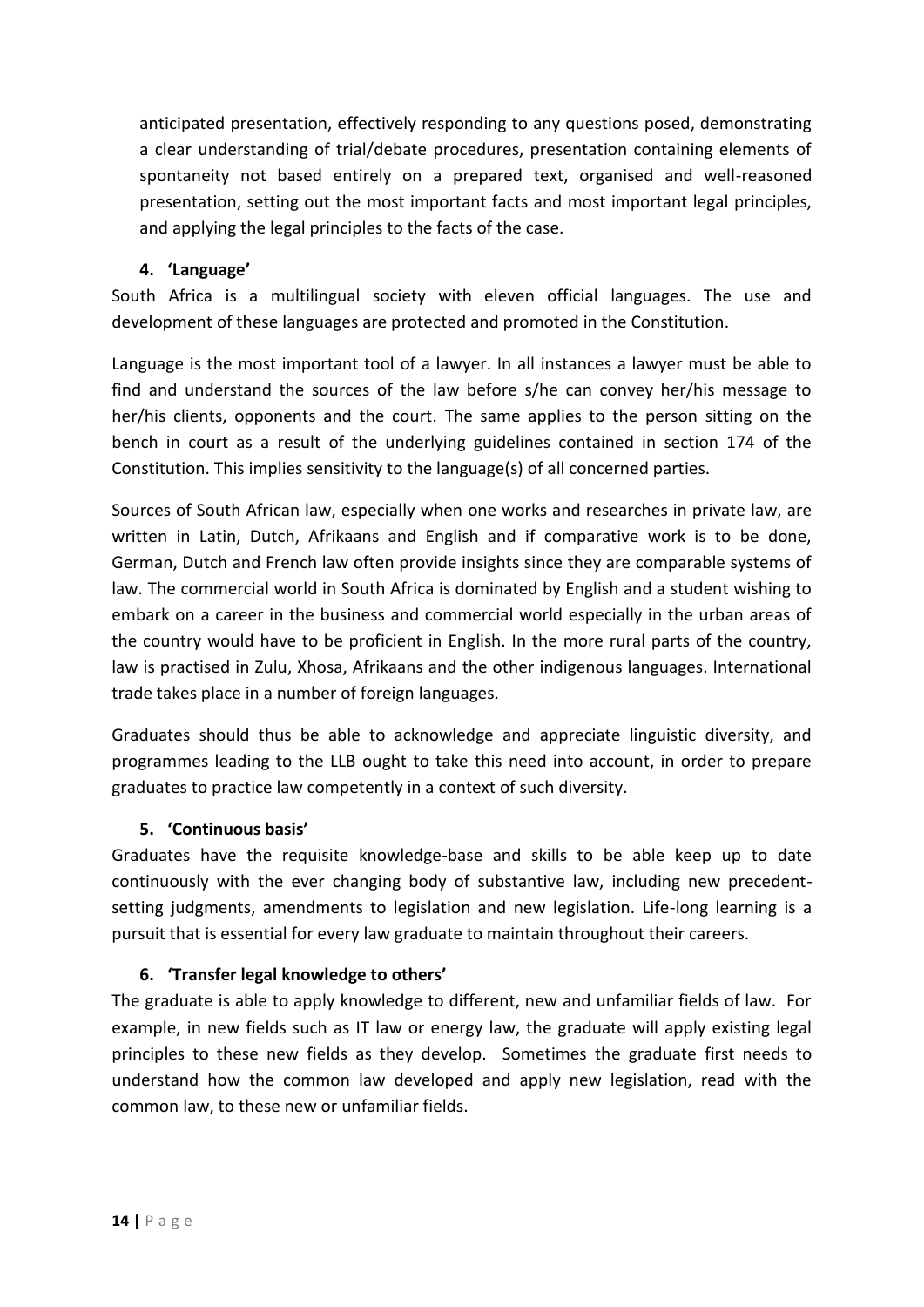anticipated presentation, effectively responding to any questions posed, demonstrating a clear understanding of trial/debate procedures, presentation containing elements of spontaneity not based entirely on a prepared text, organised and well-reasoned presentation, setting out the most important facts and most important legal principles, and applying the legal principles to the facts of the case.

**4. 'Language'**

South Africa is a multilingual society with eleven official languages. The use and development of these languages are protected and promoted in the Constitution.

Language is the most important tool of a lawyer. In all instances a lawyer must be able to find and understand the sources of the law before s/he can convey her/his message to her/his clients, opponents and the court. The same applies to the person sitting on the bench in court as a result of the underlying guidelines contained in section 174 of the Constitution. This implies sensitivity to the language(s) of all concerned parties.

Sources of South African law, especially when one works and researches in private law, are written in Latin, Dutch, Afrikaans and English and if comparative work is to be done, German, Dutch and French law often provide insights since they are comparable systems of law. The commercial world in South Africa is dominated by English and a student wishing to embark on a career in the business and commercial world especially in the urban areas of the country would have to be proficient in English. In the more rural parts of the country, law is practised in Zulu, Xhosa, Afrikaans and the other indigenous languages. International trade takes place in a number of foreign languages.

Graduates should thus be able to acknowledge and appreciate linguistic diversity, and programmes leading to the LLB ought to take this need into account, in order to prepare graduates to practice law competently in a context of such diversity.

**5. 'Continuous basis'**

Graduates have the requisite knowledge-base and skills to be able keep up to date continuously with the ever changing body of substantive law, including new precedent-setting judgments, amendments to legislation and new legislation. Life-long learning is a pursuit that is essential for every law graduate to maintain throughout their careers.

**6. 'Transfer legal knowledge to others'**

The graduate is able to apply knowledge to different, new and unfamiliar fields of law. For example, in new fields such as IT law or energy law, the graduate will apply existing legal principles to these new fields as they develop. Sometimes the graduate first needs to understand how the common law developed and apply new legislation, read with the common law, to these new or unfamiliar fields.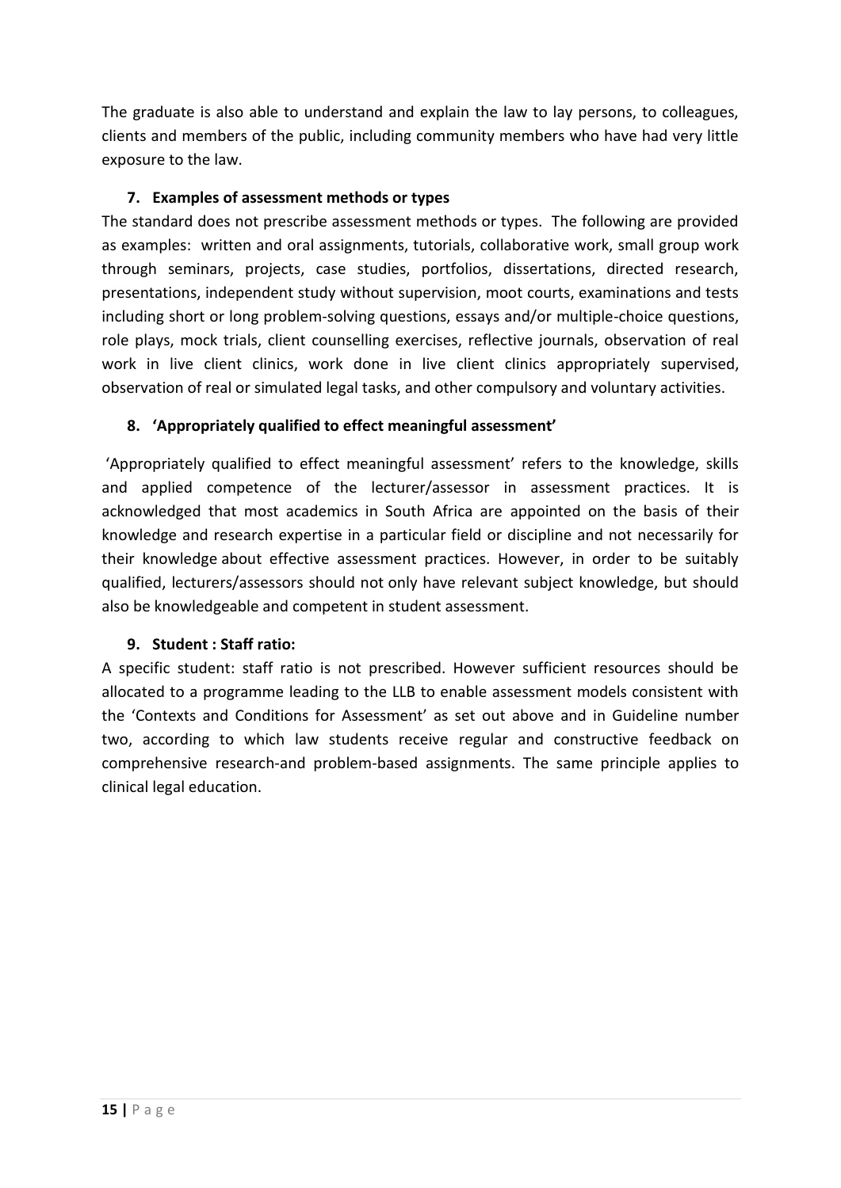The graduate is also able to understand and explain the law to lay persons, to colleagues, clients and members of the public, including community members who have had very little exposure to the law.

### 7. Examples of assessment methods or types

The standard does not prescribe assessment methods or types. The following are provided as examples: written and oral assignments, tutorials, collaborative work, small group work through seminars, projects, case studies, portfolios, dissertations, directed research, presentations, independent study without supervision, moot courts, examinations and tests including short or long problem-solving questions, essays and/or multiple-choice questions, role plays, mock trials, client counselling exercises, reflective journals, observation of real work in live client clinics, work done in live client clinics appropriately supervised, observation of real or simulated legal tasks, and other compulsory and voluntary activities.

### 8. 'Appropriately qualified to effect meaningful assessment'

'Appropriately qualified to effect meaningful assessment' refers to the knowledge, skills and applied competence of the lecturer/assessor in assessment practices. It is acknowledged that most academics in South Africa are appointed on the basis of their knowledge and research expertise in a particular field or discipline and not necessarily for their knowledge about effective assessment practices. However, in order to be suitably qualified, lecturers/assessors should not only have relevant subject knowledge, but should also be knowledgeable and competent in student assessment.

### 9. Student : Staff ratio:

A specific student: staff ratio is not prescribed. However sufficient resources should be allocated to a programme leading to the LLB to enable assessment models consistent with the 'Contexts and Conditions for Assessment' as set out above and in Guideline number two, according to which law students receive regular and constructive feedback on comprehensive research-and problem-based assignments. The same principle applies to clinical legal education.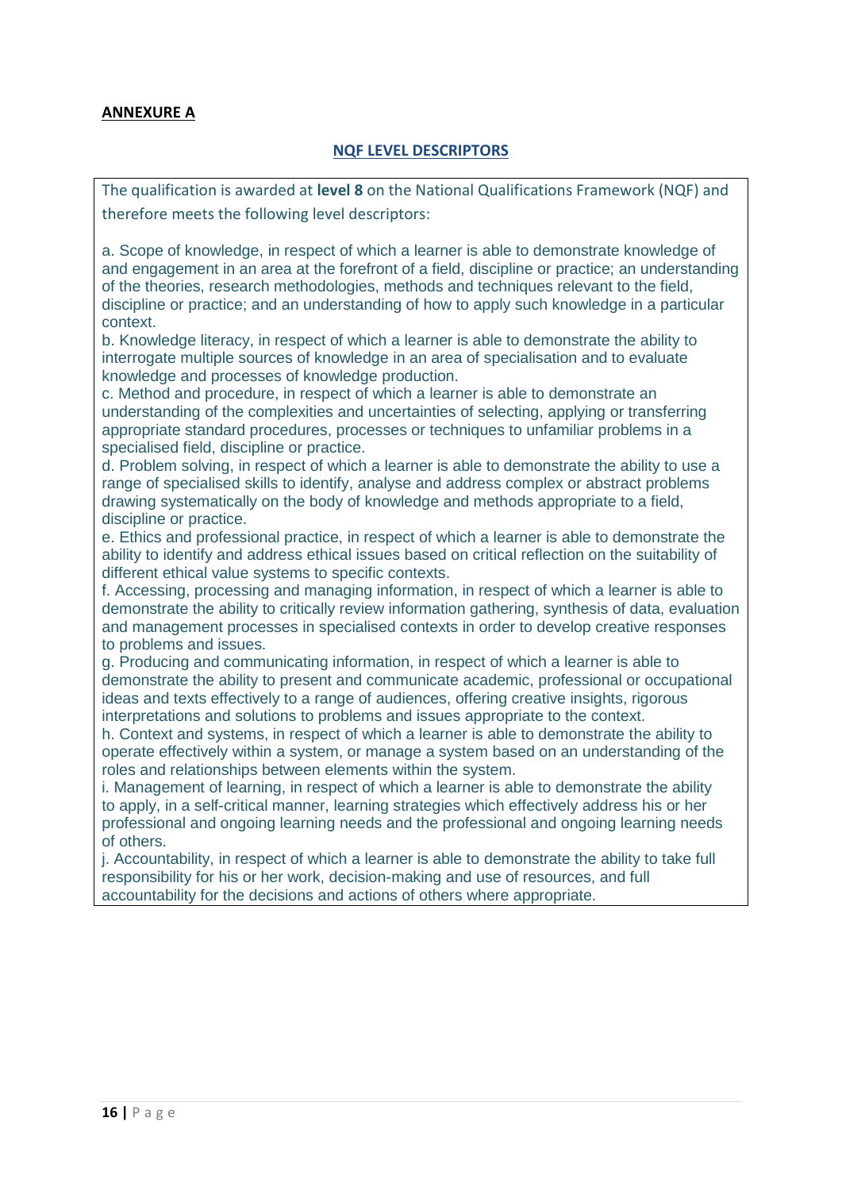**ANNEXURE A**

## NQF LEVEL DESCRIPTORS

The qualification is awarded at **level 8** on the National Qualifications Framework (NQF) and therefore meets the following level descriptors:

a. Scope of knowledge, in respect of which a learner is able to demonstrate knowledge of and engagement in an area at the forefront of a field, discipline or practice; an understanding of the theories, research methodologies, methods and techniques relevant to the field, discipline or practice; and an understanding of how to apply such knowledge in a particular context.

b. Knowledge literacy, in respect of which a learner is able to demonstrate the ability to interrogate multiple sources of knowledge in an area of specialisation and to evaluate knowledge and processes of knowledge production.

c. Method and procedure, in respect of which a learner is able to demonstrate an understanding of the complexities and uncertainties of selecting, applying or transferring appropriate standard procedures, processes or techniques to unfamiliar problems in a specialised field, discipline or practice.

d. Problem solving, in respect of which a learner is able to demonstrate the ability to use a range of specialised skills to identify, analyse and address complex or abstract problems drawing systematically on the body of knowledge and methods appropriate to a field, discipline or practice.

e. Ethics and professional practice, in respect of which a learner is able to demonstrate the ability to identify and address ethical issues based on critical reflection on the suitability of different ethical value systems to specific contexts.

f. Accessing, processing and managing information, in respect of which a learner is able to demonstrate the ability to critically review information gathering, synthesis of data, evaluation and management processes in specialised contexts in order to develop creative responses to problems and issues.

g. Producing and communicating information, in respect of which a learner is able to demonstrate the ability to present and communicate academic, professional or occupational ideas and texts effectively to a range of audiences, offering creative insights, rigorous interpretations and solutions to problems and issues appropriate to the context.

h. Context and systems, in respect of which a learner is able to demonstrate the ability to operate effectively within a system, or manage a system based on an understanding of the roles and relationships between elements within the system.

i. Management of learning, in respect of which a learner is able to demonstrate the ability to apply, in a self-critical manner, learning strategies which effectively address his or her professional and ongoing learning needs and the professional and ongoing learning needs of others.

j. Accountability, in respect of which a learner is able to demonstrate the ability to take full responsibility for his or her work, decision-making and use of resources, and full accountability for the decisions and actions of others where appropriate.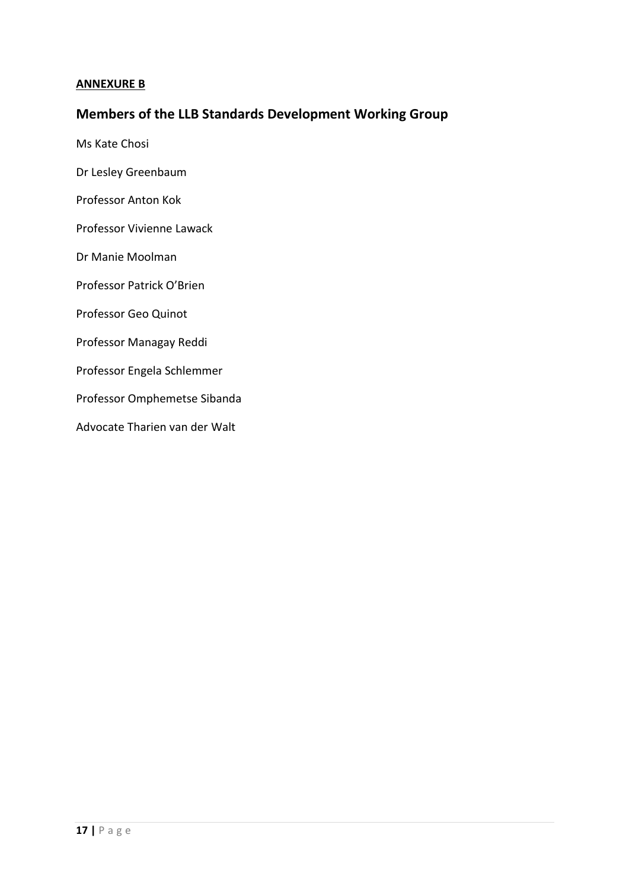**ANNEXURE B**

## Members of the LLB Standards Development Working Group

Ms Kate Chosi

Dr Lesley Greenbaum

Professor Anton Kok

Professor Vivienne Lawack

Dr Manie Moolman

Professor Patrick O'Brien

Professor Geo Quinot

Professor Managay Reddi

Professor Engela Schlemmer

Professor Omphemetse Sibanda

Advocate Tharien van der Walt